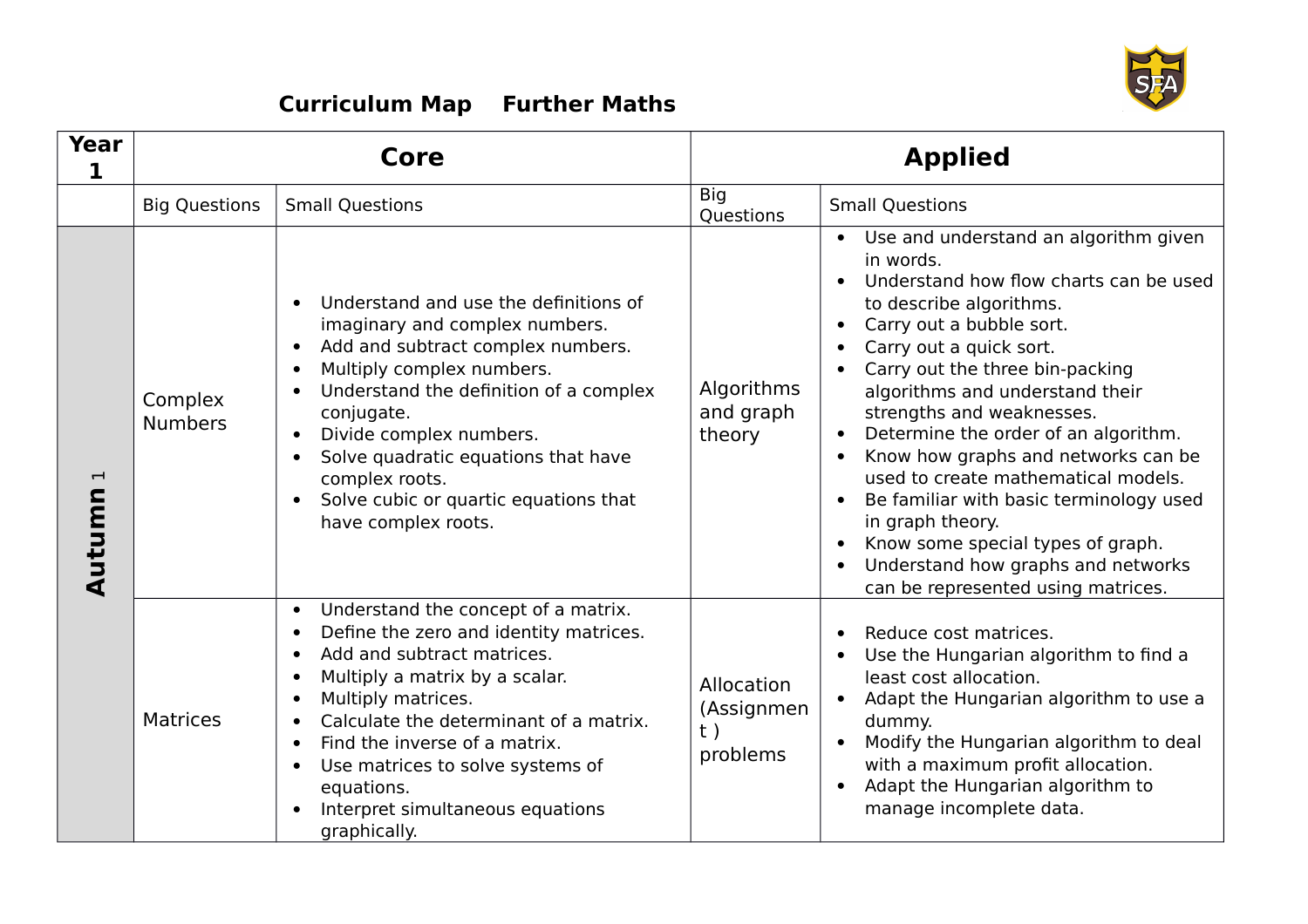# Curriculum Map Further Maths

| Year 1 | Core | | Applied | |
|---|---|---|---|---|
| | Big Questions | Small Questions | Big Questions | Small Questions |
| **Autumn 1** | Complex Numbers | • Understand and use the definitions of imaginary and complex numbers.<br>• Add and subtract complex numbers.<br>• Multiply complex numbers.<br>• Understand the definition of a complex conjugate.<br>• Divide complex numbers.<br>• Solve quadratic equations that have complex roots.<br>• Solve cubic or quartic equations that have complex roots. | Algorithms and graph theory | • Use and understand an algorithm given in words.<br>• Understand how flow charts can be used to describe algorithms.<br>• Carry out a bubble sort.<br>• Carry out a quick sort.<br>• Carry out the three bin-packing algorithms and understand their strengths and weaknesses.<br>• Determine the order of an algorithm.<br>• Know how graphs and networks can be used to create mathematical models.<br>• Be familiar with basic terminology used in graph theory.<br>• Know some special types of graph.<br>• Understand how graphs and networks can be represented using matrices. |
| | Matrices | • Understand the concept of a matrix.<br>• Define the zero and identity matrices.<br>• Add and subtract matrices.<br>• Multiply a matrix by a scalar.<br>• Multiply matrices.<br>• Calculate the determinant of a matrix.<br>• Find the inverse of a matrix.<br>• Use matrices to solve systems of equations.<br>• Interpret simultaneous equations graphically. | Allocation (Assignment ) problems | • Reduce cost matrices.<br>• Use the Hungarian algorithm to find a least cost allocation.<br>• Adapt the Hungarian algorithm to use a dummy.<br>• Modify the Hungarian algorithm to deal with a maximum profit allocation.<br>• Adapt the Hungarian algorithm to manage incomplete data. |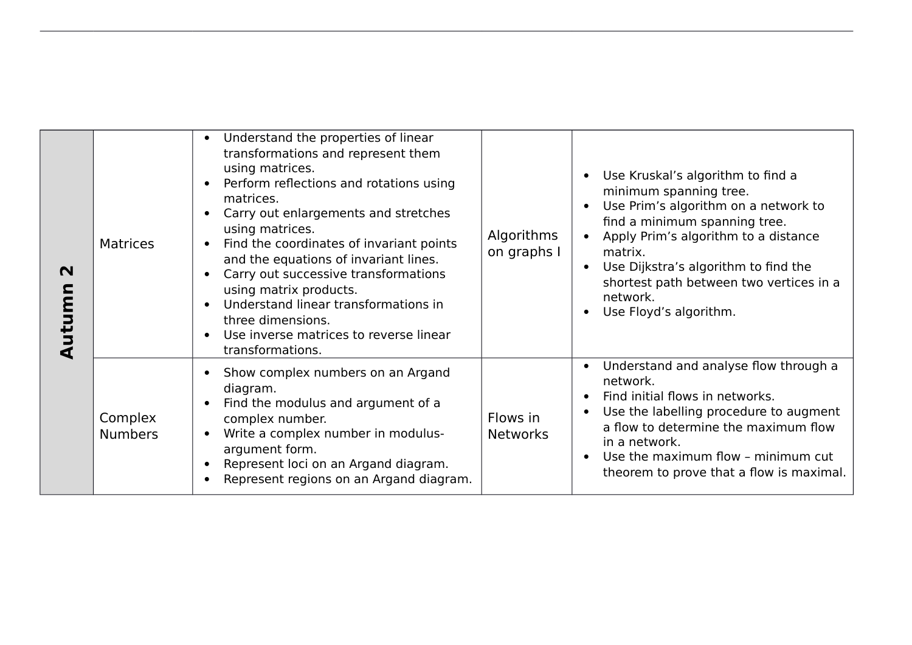| | | | | |
|---|---|---|---|---|
| **Autumn 2** | Matrices | • Understand the properties of linear transformations and represent them using matrices.<br>• Perform reflections and rotations using matrices.<br>• Carry out enlargements and stretches using matrices.<br>• Find the coordinates of invariant points and the equations of invariant lines.<br>• Carry out successive transformations using matrix products.<br>• Understand linear transformations in three dimensions.<br>• Use inverse matrices to reverse linear transformations. | Algorithms on graphs I | • Use Kruskal's algorithm to find a minimum spanning tree.<br>• Use Prim's algorithm on a network to find a minimum spanning tree.<br>• Apply Prim's algorithm to a distance matrix.<br>• Use Dijkstra's algorithm to find the shortest path between two vertices in a network.<br>• Use Floyd's algorithm. |
| | Complex Numbers | • Show complex numbers on an Argand diagram.<br>• Find the modulus and argument of a complex number.<br>• Write a complex number in modulus-argument form.<br>• Represent loci on an Argand diagram.<br>• Represent regions on an Argand diagram. | Flows in Networks | • Understand and analyse flow through a network.<br>• Find initial flows in networks.<br>• Use the labelling procedure to augment a flow to determine the maximum flow in a network.<br>• Use the maximum flow – minimum cut theorem to prove that a flow is maximal. |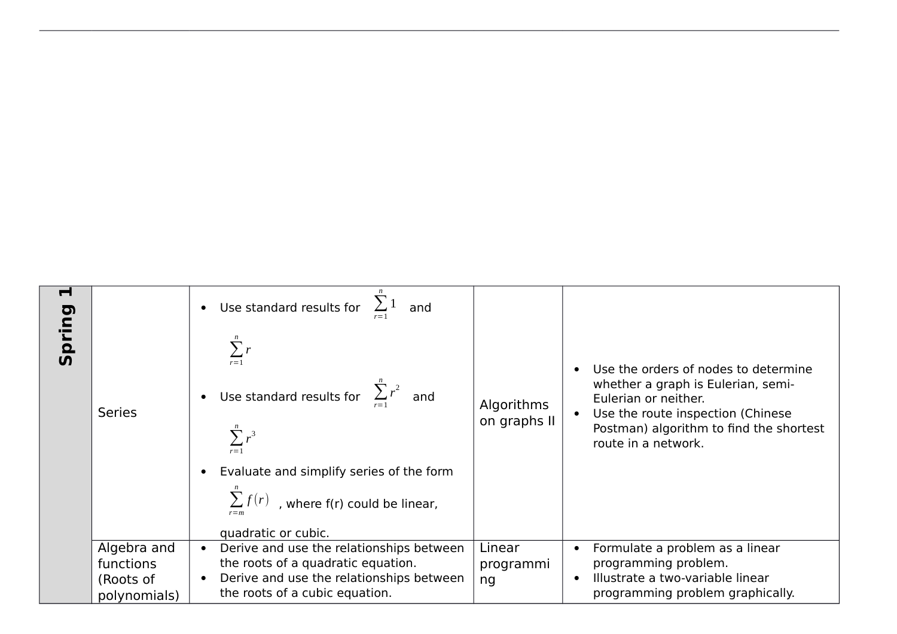| | | | | |
|---|---|---|---|---|
| **Spring 1** | Series | • Use standard results for $\sum_{r=1}^{n} 1$ and $\sum_{r=1}^{n} r$<br>• Use standard results for $\sum_{r=1}^{n} r^2$ and $\sum_{r=1}^{n} r^3$<br>• Evaluate and simplify series of the form $\sum_{r=m}^{n} f(r)$, where f(r) could be linear, quadratic or cubic. | Algorithms on graphs II | • Use the orders of nodes to determine whether a graph is Eulerian, semi-Eulerian or neither.<br>• Use the route inspection (Chinese Postman) algorithm to find the shortest route in a network. |
| | Algebra and functions (Roots of polynomials) | • Derive and use the relationships between the roots of a quadratic equation.<br>• Derive and use the relationships between the roots of a cubic equation. | Linear programming | • Formulate a problem as a linear programming problem.<br>• Illustrate a two-variable linear programming problem graphically. |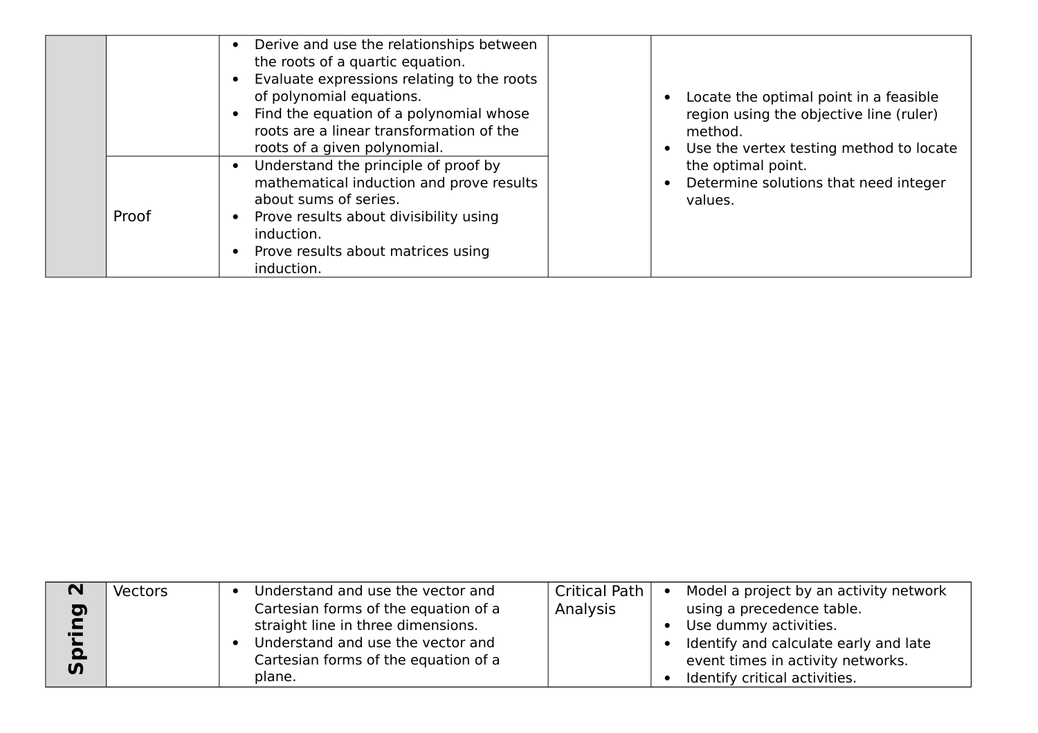| | | | | |
|---|---|---|---|---|
| | | • Derive and use the relationships between the roots of a quartic equation.<br>• Evaluate expressions relating to the roots of polynomial equations.<br>• Find the equation of a polynomial whose roots are a linear transformation of the roots of a given polynomial. | | • Locate the optimal point in a feasible region using the objective line (ruler) method.<br>• Use the vertex testing method to locate the optimal point.<br>• Determine solutions that need integer values. |
| | Proof | • Understand the principle of proof by mathematical induction and prove results about sums of series.<br>• Prove results about divisibility using induction.<br>• Prove results about matrices using induction. | | |

| | | | | |
|---|---|---|---|---|
| **Spring 2** | Vectors | • Understand and use the vector and Cartesian forms of the equation of a straight line in three dimensions.<br>• Understand and use the vector and Cartesian forms of the equation of a plane. | Critical Path Analysis | • Model a project by an activity network using a precedence table.<br>• Use dummy activities.<br>• Identify and calculate early and late event times in activity networks.<br>• Identify critical activities. |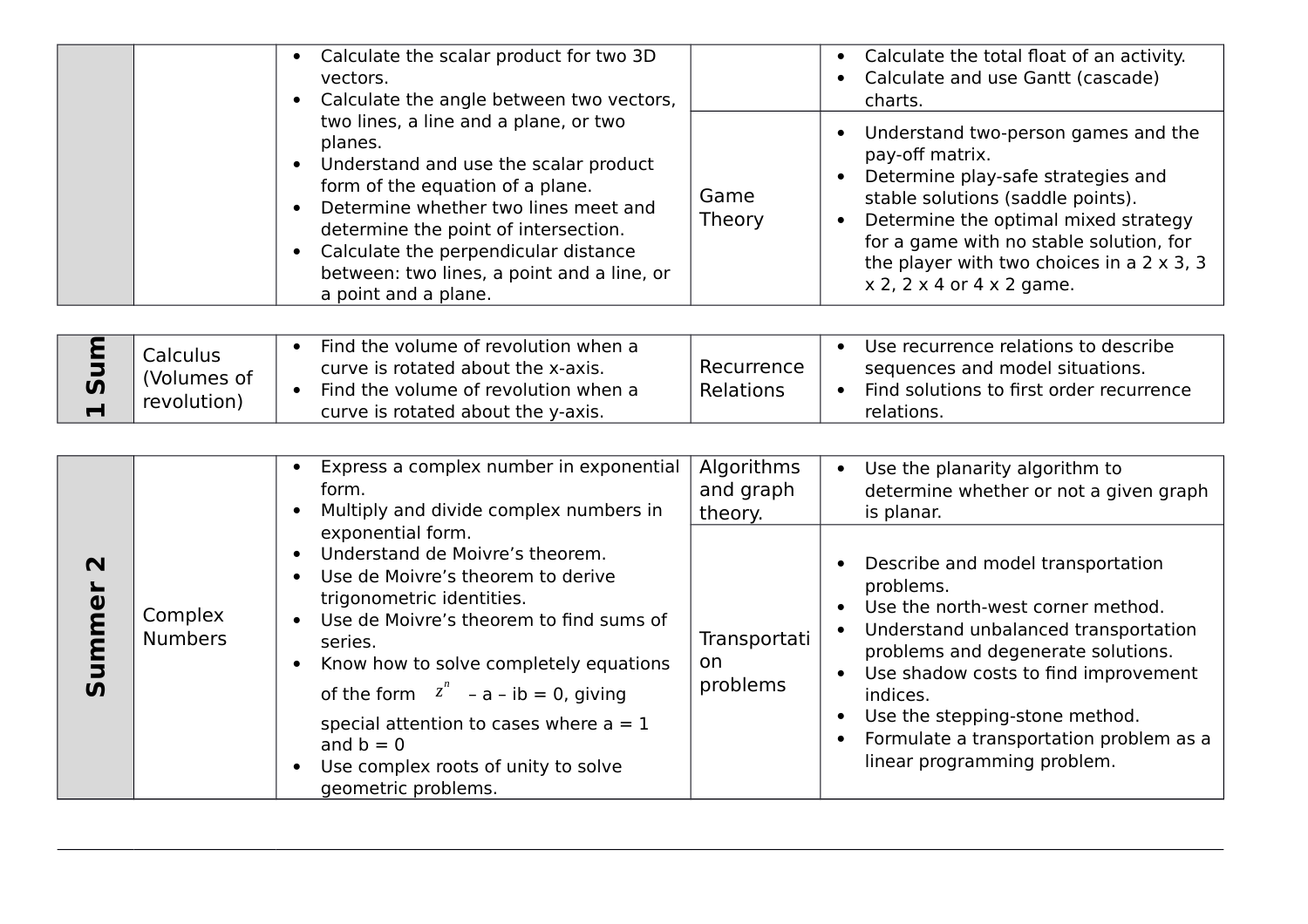| | | | | |
|---|---|---|---|---|
| | | • Calculate the scalar product for two 3D vectors.<br>• Calculate the angle between two vectors, two lines, a line and a plane, or two planes.<br>• Understand and use the scalar product form of the equation of a plane.<br>• Determine whether two lines meet and determine the point of intersection.<br>• Calculate the perpendicular distance between: two lines, a point and a line, or a point and a plane. | | • Calculate the total float of an activity.<br>• Calculate and use Gantt (cascade) charts. |
| | | | Game Theory | • Understand two-person games and the pay-off matrix.<br>• Determine play-safe strategies and stable solutions (saddle points).<br>• Determine the optimal mixed strategy for a game with no stable solution, for the player with two choices in a 2 x 3, 3 x 2, 2 x 4 or 4 x 2 game. |

| | | | | |
|---|---|---|---|---|
| **1 Sum** | Calculus (Volumes of revolution) | • Find the volume of revolution when a curve is rotated about the x-axis.<br>• Find the volume of revolution when a curve is rotated about the y-axis. | Recurrence Relations | • Use recurrence relations to describe sequences and model situations.<br>• Find solutions to first order recurrence relations. |

| | | | | |
|---|---|---|---|---|
| **Summer 2** | Complex Numbers | • Express a complex number in exponential form.<br>• Multiply and divide complex numbers in exponential form.<br>• Understand de Moivre's theorem.<br>• Use de Moivre's theorem to derive trigonometric identities.<br>• Use de Moivre's theorem to find sums of series.<br>• Know how to solve completely equations of the form $z^n$ – a – ib = 0, giving special attention to cases where a = 1 and b = 0<br>• Use complex roots of unity to solve geometric problems. | Algorithms and graph theory. | • Use the planarity algorithm to determine whether or not a given graph is planar. |
| | | | Transportation problems | • Describe and model transportation problems.<br>• Use the north-west corner method.<br>• Understand unbalanced transportation problems and degenerate solutions.<br>• Use shadow costs to find improvement indices.<br>• Use the stepping-stone method.<br>• Formulate a transportation problem as a linear programming problem. |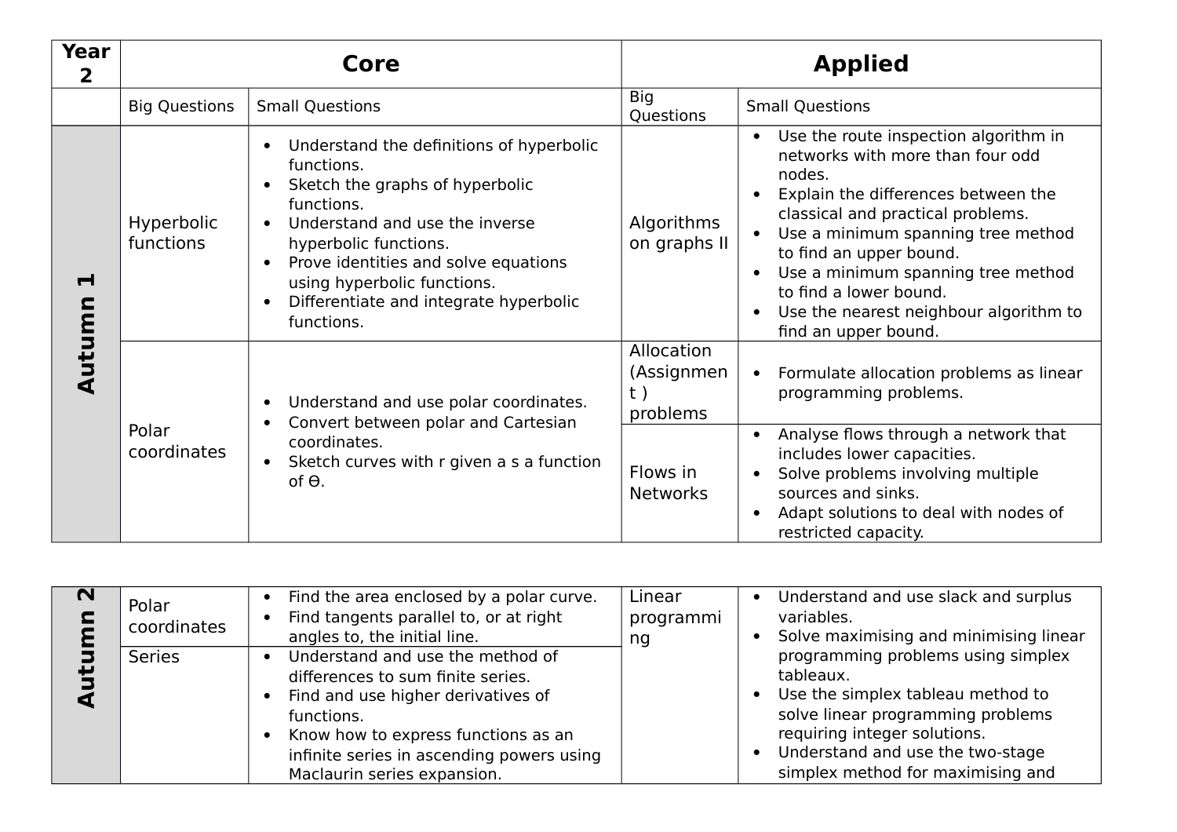| Year 2 | Core | | Applied | |
|---|---|---|---|---|
| | Big Questions | Small Questions | Big Questions | Small Questions |
| **Autumn 1** | Hyperbolic functions | • Understand the definitions of hyperbolic functions.<br>• Sketch the graphs of hyperbolic functions.<br>• Understand and use the inverse hyperbolic functions.<br>• Prove identities and solve equations using hyperbolic functions.<br>• Differentiate and integrate hyperbolic functions. | Algorithms on graphs II | • Use the route inspection algorithm in networks with more than four odd nodes.<br>• Explain the differences between the classical and practical problems.<br>• Use a minimum spanning tree method to find an upper bound.<br>• Use a minimum spanning tree method to find a lower bound.<br>• Use the nearest neighbour algorithm to find an upper bound. |
| | Polar coordinates | • Understand and use polar coordinates.<br>• Convert between polar and Cartesian coordinates.<br>• Sketch curves with r given a s a function of ϴ. | Allocation (Assignment ) problems | • Formulate allocation problems as linear programming problems. |
| | | | Flows in Networks | • Analyse flows through a network that includes lower capacities.<br>• Solve problems involving multiple sources and sinks.<br>• Adapt solutions to deal with nodes of restricted capacity. |

| **Autumn 2** | Polar coordinates | • Find the area enclosed by a polar curve.<br>• Find tangents parallel to, or at right angles to, the initial line. | Linear programming | • Understand and use slack and surplus variables.<br>• Solve maximising and minimising linear programming problems using simplex tableaux.<br>• Use the simplex tableau method to solve linear programming problems requiring integer solutions.<br>• Understand and use the two-stage simplex method for maximising and |
|---|---|---|---|---|
| | Series | • Understand and use the method of differences to sum finite series.<br>• Find and use higher derivatives of functions.<br>• Know how to express functions as an infinite series in ascending powers using Maclaurin series expansion. | | |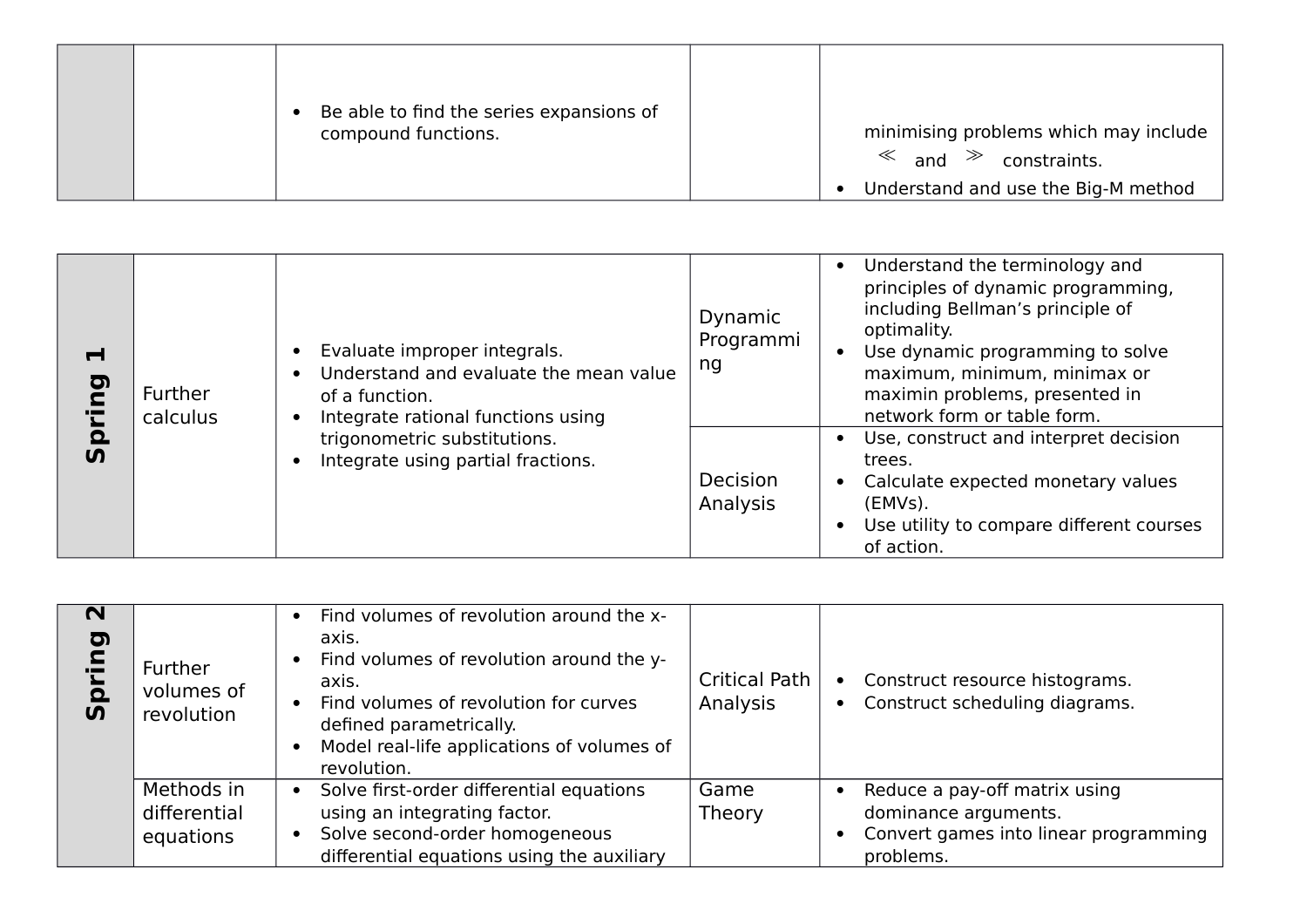| | | | | |
|---|---|---|---|---|
| | | • Be able to find the series expansions of compound functions. | | minimising problems which may include $\ll$ and $\gg$ constraints.<br>• Understand and use the Big-M method |

| | | | | |
|---|---|---|---|---|
| **Spring 1** | Further calculus | • Evaluate improper integrals.<br>• Understand and evaluate the mean value of a function.<br>• Integrate rational functions using trigonometric substitutions.<br>• Integrate using partial fractions. | Dynamic Programming | • Understand the terminology and principles of dynamic programming, including Bellman's principle of optimality.<br>• Use dynamic programming to solve maximum, minimum, minimax or maximin problems, presented in network form or table form. |
| | | | Decision Analysis | • Use, construct and interpret decision trees.<br>• Calculate expected monetary values (EMVs).<br>• Use utility to compare different courses of action. |

| | | | | |
|---|---|---|---|---|
| **Spring 2** | Further volumes of revolution | • Find volumes of revolution around the x-axis.<br>• Find volumes of revolution around the y-axis.<br>• Find volumes of revolution for curves defined parametrically.<br>• Model real-life applications of volumes of revolution. | Critical Path Analysis | • Construct resource histograms.<br>• Construct scheduling diagrams. |
| | Methods in differential equations | • Solve first-order differential equations using an integrating factor.<br>• Solve second-order homogeneous differential equations using the auxiliary | Game Theory | • Reduce a pay-off matrix using dominance arguments.<br>• Convert games into linear programming problems. |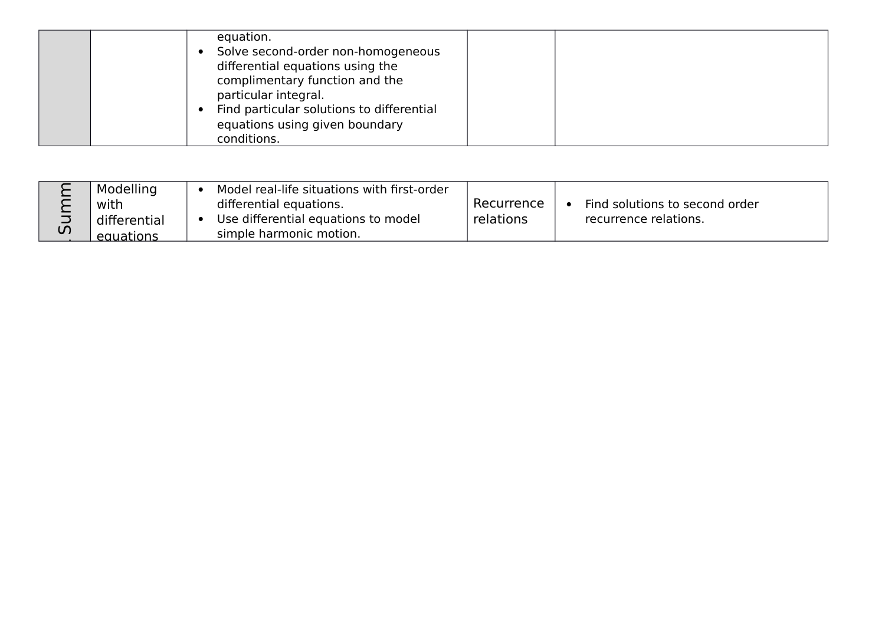| | | | | |
|---|---|---|---|---|
| | | equation.<br>• Solve second-order non-homogeneous differential equations using the complimentary function and the particular integral.<br>• Find particular solutions to differential equations using given boundary conditions. | | |

| | | | | |
|---|---|---|---|---|
| Summ | Modelling with differential equations | • Model real-life situations with first-order differential equations.<br>• Use differential equations to model simple harmonic motion. | Recurrence relations | • Find solutions to second order recurrence relations. |